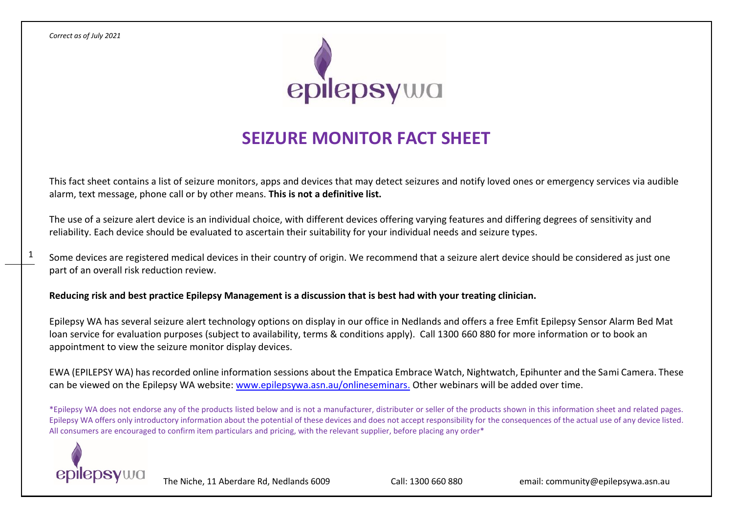*Correct as of July 2021*

# SEIZURE MONITOR FACT SHEET

This fact sheet contains a list of seizure monitors, apps and devices that may detect seizures and notify loved ones or emergency services via audible alarm, text message, phone call or by other means. **This is not a definitive list.**

The use of a seizure alert device is an individual choice, with different devices offering varying features and differing degrees of sensitivity and reliability. Each device should be evaluated to ascertain their suitability for your individual needs and seizure types.

Some devices are registered medical devices in their country of origin. We recommend that a seizure alert device should be considered as just one part of an overall risk reduction review.

**Reducing risk and best practice Epilepsy Management is a discussion that is best had with your treating clinician.**

Epilepsy WA has several seizure alert technology options on display in our office in Nedlands and offers a free Emfit Epilepsy Sensor Alarm Bed Mat loan service for evaluation purposes (subject to availability, terms & conditions apply). Call 1300 660 880 for more information or to book an appointment to view the seizure monitor display devices.

EWA (EPILEPSY WA) has recorded online information sessions about the Empatica Embrace Watch, Nightwatch, Epihunter and the Sami Camera. These can be viewed on the Epilepsy WA website: [www.epilepsywa.asn.au/onlineseminars.](http://www.epilepsywa.asn.au/onlineseminars) Other webinars will be added over time.

*Epilepsy WA does not endorse any of the products listed below and is not a manufacturer, distributer or seller of the products shown in this information sheet and related pages. Epilepsy WA offers only introductory information about the potential of these devices and does not accept responsibility for the consequences of the actual use of any device listed. All consumers are encouraged to confirm item particulars and pricing, with the relevant supplier, before placing any order*

The Niche, 11 Aberdare Rd, Nedlands 6009 Call: 1300 660 880 email: community@epilepsywa.asn.au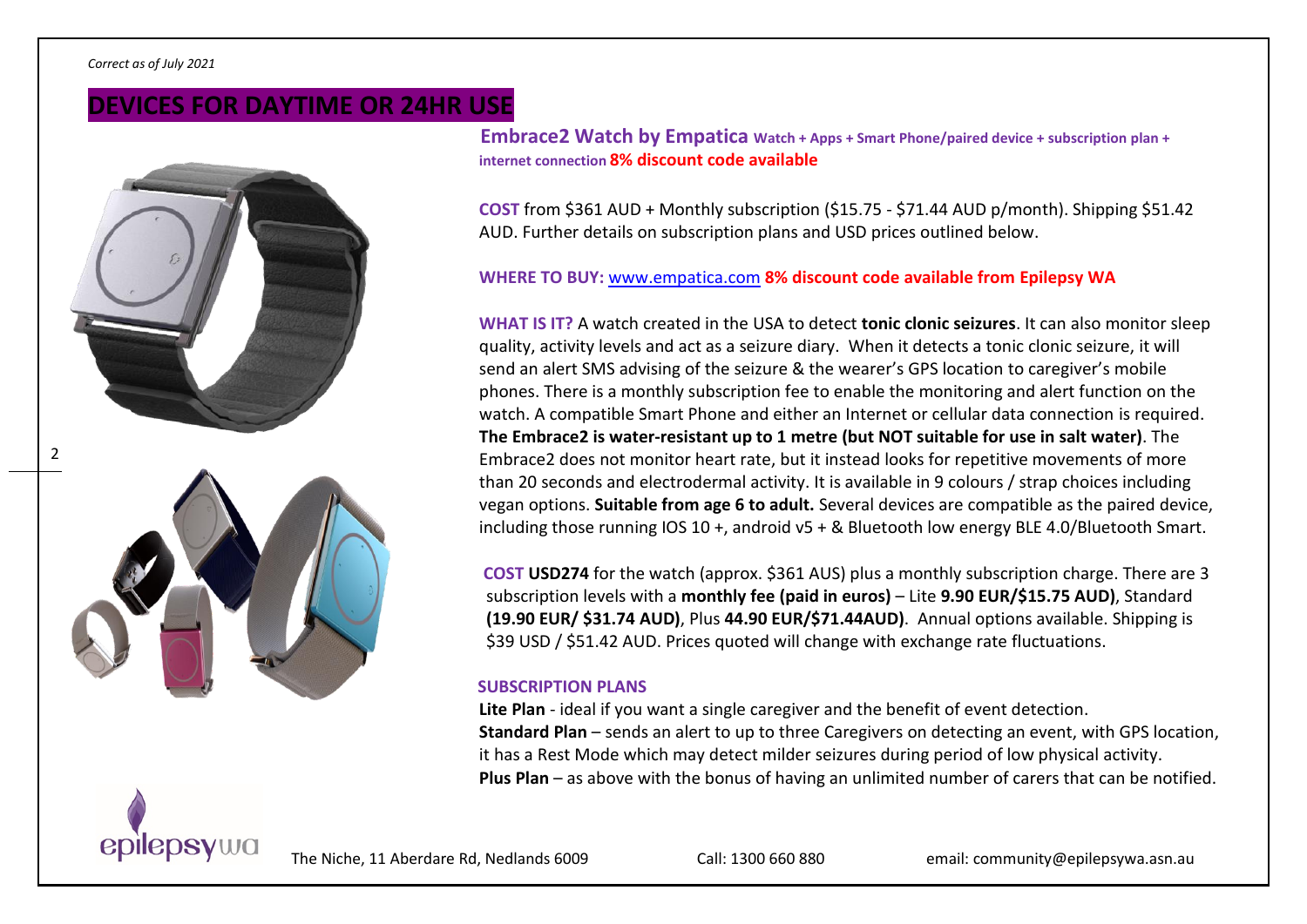*Correct as of July 2021*

# DEVICES FOR DAYTIME OR 24HR USE

## Embrace2 Watch by Empatica Watch + Apps + Smart Phone/paired device + subscription plan + internet connection **8% discount code available**

**COST** from $361 AUD + Monthly subscription ($15.75 - $71.44 AUD p/month). Shipping $51.42 AUD. Further details on subscription plans and USD prices outlined below.

**WHERE TO BUY:** www.empatica.com **8% discount code available from Epilepsy WA**

**WHAT IS IT?** A watch created in the USA to detect **tonic clonic seizures**. It can also monitor sleep quality, activity levels and act as a seizure diary. When it detects a tonic clonic seizure, it will send an alert SMS advising of the seizure & the wearer's GPS location to caregiver's mobile phones. There is a monthly subscription fee to enable the monitoring and alert function on the watch. A compatible Smart Phone and either an Internet or cellular data connection is required. **The Embrace2 is water-resistant up to 1 metre (but NOT suitable for use in salt water)**. The Embrace2 does not monitor heart rate, but it instead looks for repetitive movements of more than 20 seconds and electrodermal activity. It is available in 9 colours / strap choices including vegan options. **Suitable from age 6 to adult.** Several devices are compatible as the paired device, including those running IOS 10 +, android v5 + & Bluetooth low energy BLE 4.0/Bluetooth Smart.

**COST** **USD274** for the watch (approx. $361 AUS) plus a monthly subscription charge. There are 3 subscription levels with a **monthly fee (paid in euros)** – Lite **9.90 EUR/$15.75 AUD)**, Standard **(19.90 EUR/ $31.74 AUD)**, Plus **44.90 EUR/$71.44AUD)**. Annual options available. Shipping is $39 USD / $51.42 AUD. Prices quoted will change with exchange rate fluctuations.

**SUBSCRIPTION PLANS**

**Lite Plan** - ideal if you want a single caregiver and the benefit of event detection.
**Standard Plan** – sends an alert to up to three Caregivers on detecting an event, with GPS location, it has a Rest Mode which may detect milder seizures during period of low physical activity.
**Plus Plan** – as above with the bonus of having an unlimited number of carers that can be notified.

The Niche, 11 Aberdare Rd, Nedlands 6009 Call: 1300 660 880 email: community@epilepsywa.asn.au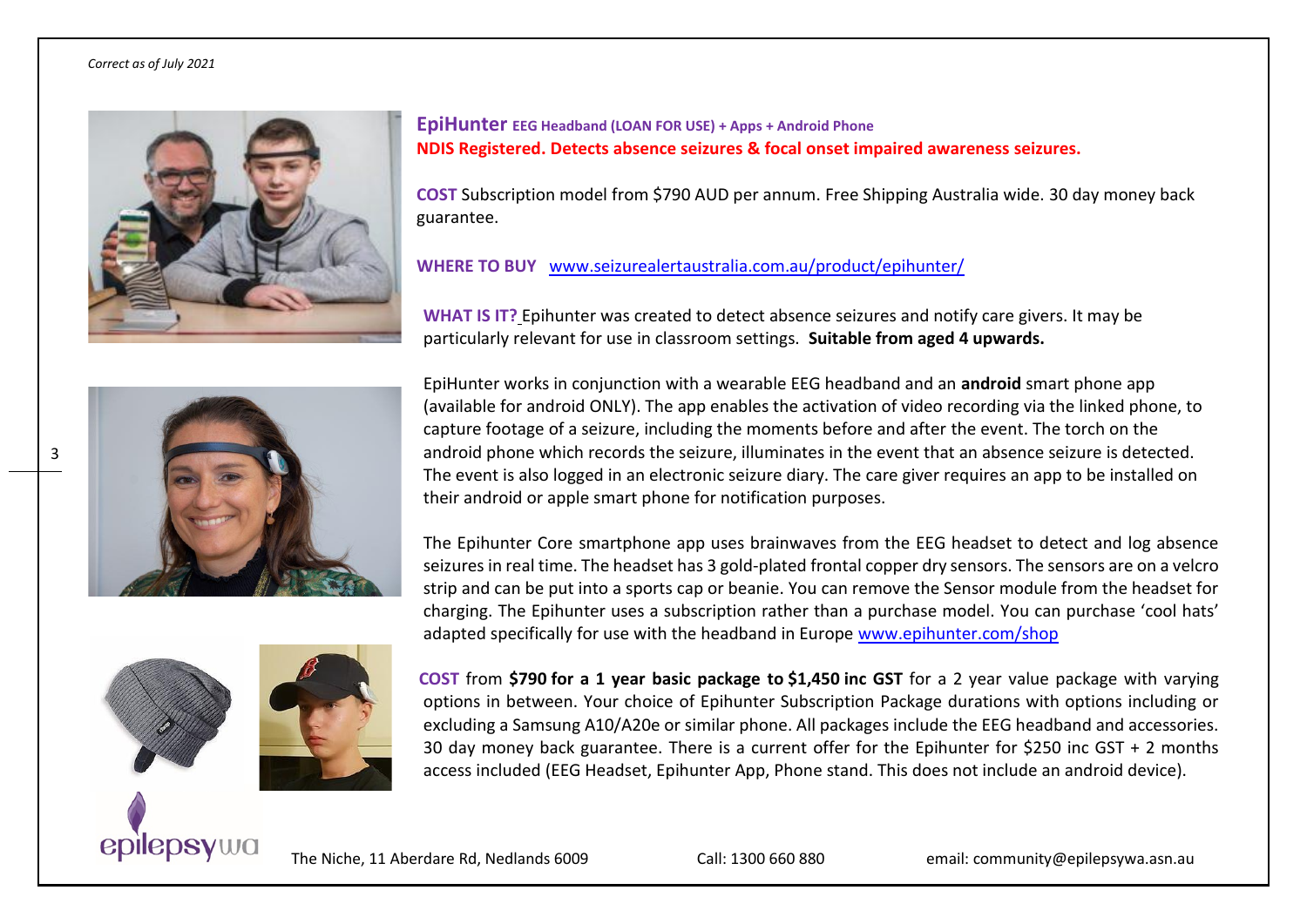*Correct as of July 2021*

## EpiHunter EEG Headband (LOAN FOR USE) + Apps + Android Phone

**NDIS Registered. Detects absence seizures & focal onset impaired awareness seizures.**

**COST** Subscription model from $790 AUD per annum. Free Shipping Australia wide. 30 day money back guarantee.

**WHERE TO BUY** [www.seizurealertaustralia.com.au/product/epihunter/](www.seizurealertaustralia.com.au/product/epihunter/)

**WHAT IS IT?** Epihunter was created to detect absence seizures and notify care givers. It may be particularly relevant for use in classroom settings. **Suitable from aged 4 upwards.**

EpiHunter works in conjunction with a wearable EEG headband and an **android** smart phone app (available for android ONLY). The app enables the activation of video recording via the linked phone, to capture footage of a seizure, including the moments before and after the event. The torch on the android phone which records the seizure, illuminates in the event that an absence seizure is detected. The event is also logged in an electronic seizure diary. The care giver requires an app to be installed on their android or apple smart phone for notification purposes.

The Epihunter Core smartphone app uses brainwaves from the EEG headset to detect and log absence seizures in real time. The headset has 3 gold-plated frontal copper dry sensors. The sensors are on a velcro strip and can be put into a sports cap or beanie. You can remove the Sensor module from the headset for charging. The Epihunter uses a subscription rather than a purchase model. You can purchase 'cool hats' adapted specifically for use with the headband in Europe [www.epihunter.com/shop](www.epihunter.com/shop)

**COST** from **$790 for a 1 year basic package to $1,450 inc GST** for a 2 year value package with varying options in between. Your choice of Epihunter Subscription Package durations with options including or excluding a Samsung A10/A20e or similar phone. All packages include the EEG headband and accessories. 30 day money back guarantee. There is a current offer for the Epihunter for $250 inc GST + 2 months access included (EEG Headset, Epihunter App, Phone stand. This does not include an android device).

The Niche, 11 Aberdare Rd, Nedlands 6009 Call: 1300 660 880 email: community@epilepsywa.asn.au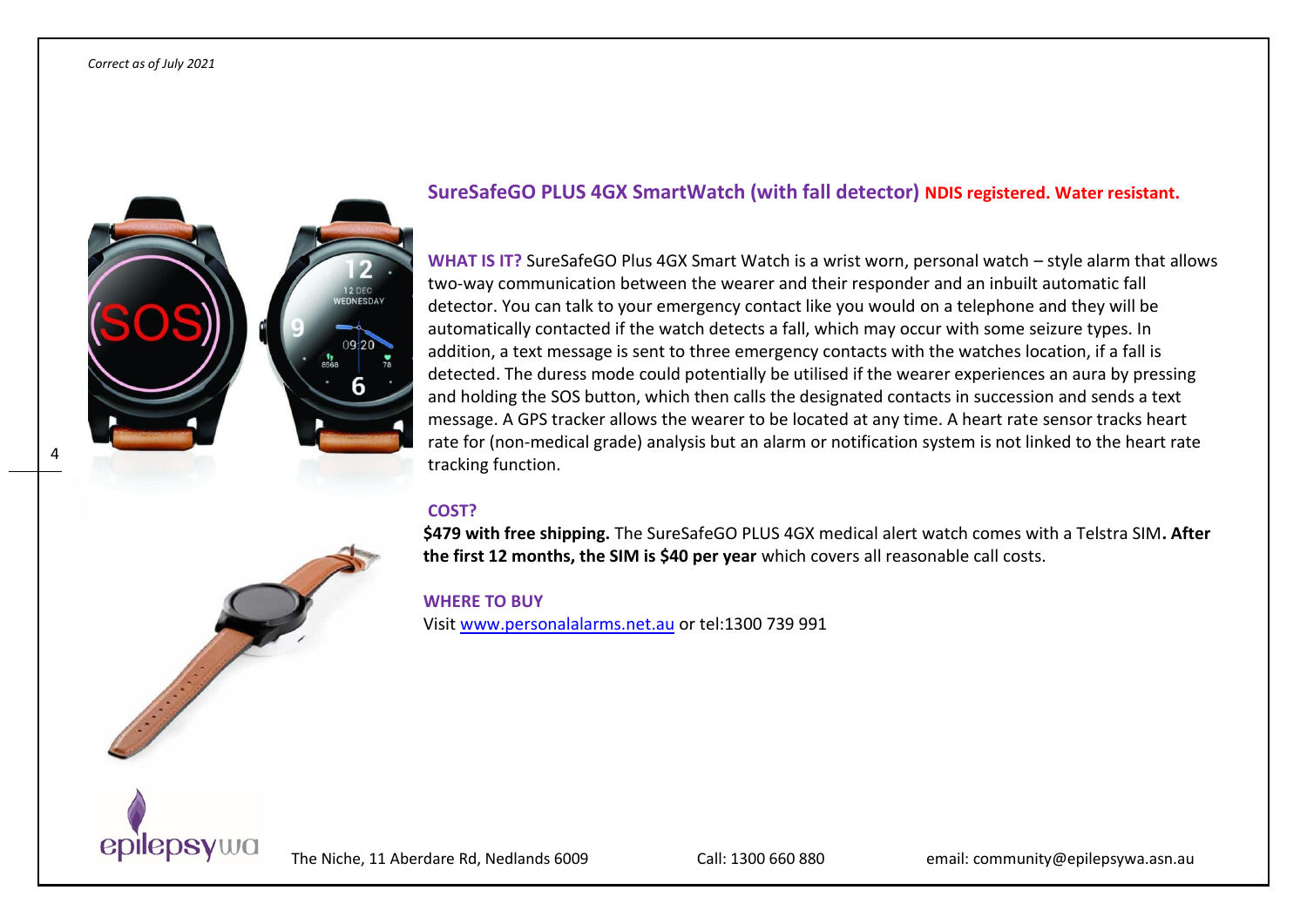*Correct as of July 2021*

## SureSafeGO PLUS 4GX SmartWatch (with fall detector) **NDIS registered. Water resistant.**

**WHAT IS IT?** SureSafeGO Plus 4GX Smart Watch is a wrist worn, personal watch – style alarm that allows two-way communication between the wearer and their responder and an inbuilt automatic fall detector. You can talk to your emergency contact like you would on a telephone and they will be automatically contacted if the watch detects a fall, which may occur with some seizure types. In addition, a text message is sent to three emergency contacts with the watches location, if a fall is detected. The duress mode could potentially be utilised if the wearer experiences an aura by pressing and holding the SOS button, which then calls the designated contacts in succession and sends a text message. A GPS tracker allows the wearer to be located at any time. A heart rate sensor tracks heart rate for (non-medical grade) analysis but an alarm or notification system is not linked to the heart rate tracking function.

**COST?**

**$479 with free shipping.** The SureSafeGO PLUS 4GX medical alert watch comes with a Telstra SIM**. After the first 12 months, the SIM is $40 per year** which covers all reasonable call costs.

**WHERE TO BUY**

Visit www.personalalarms.net.au or tel:1300 739 991

The Niche, 11 Aberdare Rd, Nedlands 6009 Call: 1300 660 880 email: community@epilepsywa.asn.au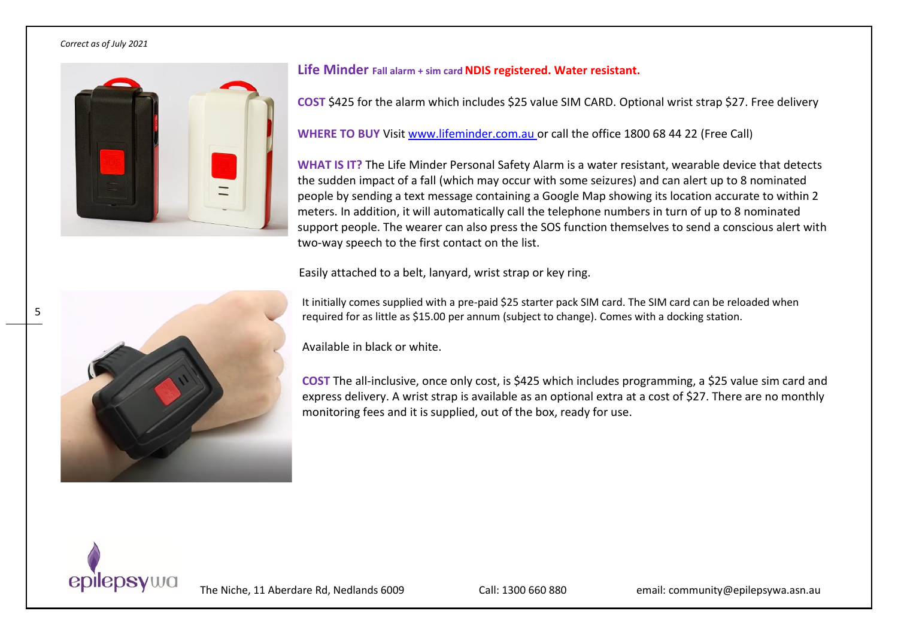*Correct as of July 2021*

## Life Minder Fall alarm + sim card **NDIS registered. Water resistant.**

**COST** $425 for the alarm which includes $25 value SIM CARD. Optional wrist strap $27. Free delivery

**WHERE TO BUY** Visit [www.lifeminder.com.au](http://www.lifeminder.com.au) or call the office 1800 68 44 22 (Free Call)

**WHAT IS IT?** The Life Minder Personal Safety Alarm is a water resistant, wearable device that detects the sudden impact of a fall (which may occur with some seizures) and can alert up to 8 nominated people by sending a text message containing a Google Map showing its location accurate to within 2 meters. In addition, it will automatically call the telephone numbers in turn of up to 8 nominated support people. The wearer can also press the SOS function themselves to send a conscious alert with two-way speech to the first contact on the list.

Easily attached to a belt, lanyard, wrist strap or key ring.

It initially comes supplied with a pre-paid $25 starter pack SIM card. The SIM card can be reloaded when required for as little as $15.00 per annum (subject to change). Comes with a docking station.

Available in black or white.

**COST** The all-inclusive, once only cost, is $425 which includes programming, a $25 value sim card and express delivery. A wrist strap is available as an optional extra at a cost of $27. There are no monthly monitoring fees and it is supplied, out of the box, ready for use.

The Niche, 11 Aberdare Rd, Nedlands 6009 Call: 1300 660 880 email: community@epilepsywa.asn.au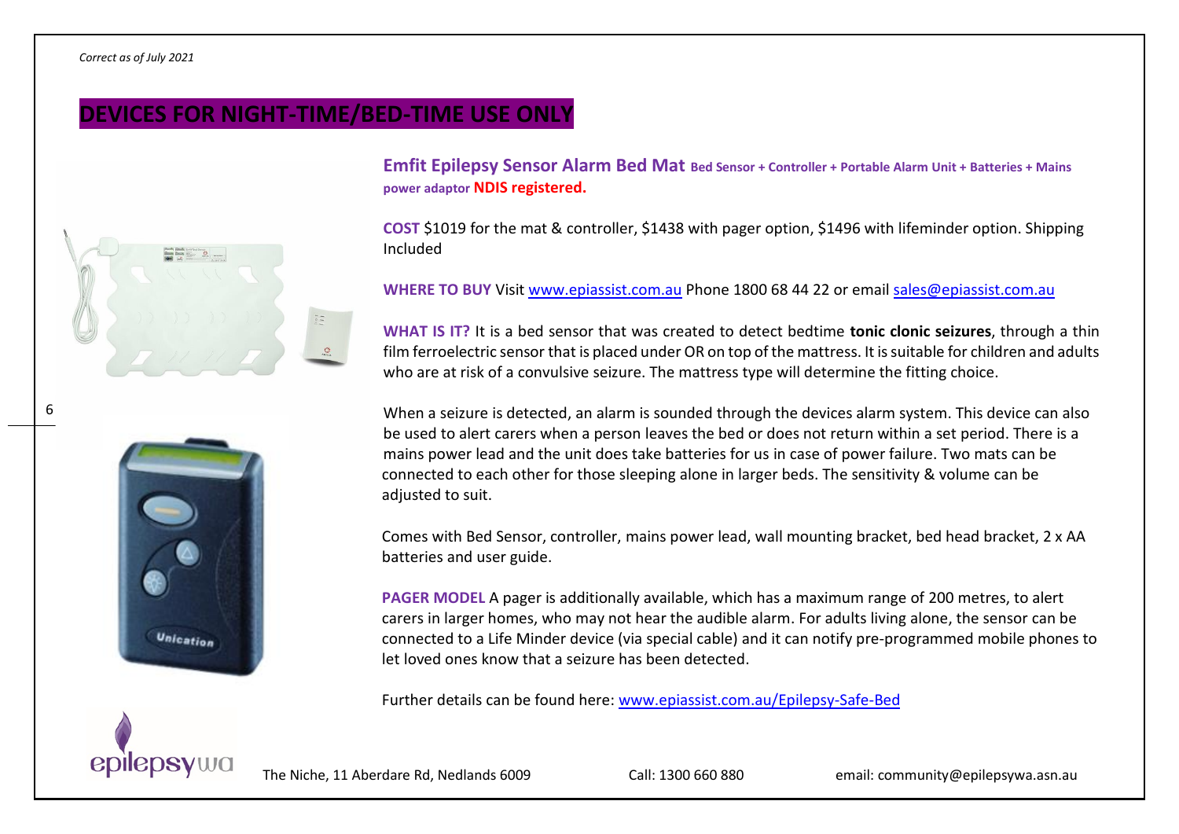*Correct as of July 2021*

# DEVICES FOR NIGHT-TIME/BED-TIME USE ONLY

## Emfit Epilepsy Sensor Alarm Bed Mat Bed Sensor + Controller + Portable Alarm Unit + Batteries + Mains power adaptor **NDIS registered.**

**COST** $1019 for the mat & controller, $1438 with pager option, $1496 with lifeminder option. Shipping Included

**WHERE TO BUY** Visit www.epiassist.com.au Phone 1800 68 44 22 or email sales@epiassist.com.au

**WHAT IS IT?** It is a bed sensor that was created to detect bedtime **tonic clonic seizures**, through a thin film ferroelectric sensor that is placed under OR on top of the mattress. It is suitable for children and adults who are at risk of a convulsive seizure. The mattress type will determine the fitting choice.

When a seizure is detected, an alarm is sounded through the devices alarm system. This device can also be used to alert carers when a person leaves the bed or does not return within a set period. There is a mains power lead and the unit does take batteries for us in case of power failure. Two mats can be connected to each other for those sleeping alone in larger beds. The sensitivity & volume can be adjusted to suit.

Comes with Bed Sensor, controller, mains power lead, wall mounting bracket, bed head bracket, 2 x AA batteries and user guide.

**PAGER MODEL** A pager is additionally available, which has a maximum range of 200 metres, to alert carers in larger homes, who may not hear the audible alarm. For adults living alone, the sensor can be connected to a Life Minder device (via special cable) and it can notify pre-programmed mobile phones to let loved ones know that a seizure has been detected.

Further details can be found here: www.epiassist.com.au/Epilepsy-Safe-Bed

The Niche, 11 Aberdare Rd, Nedlands 6009 Call: 1300 660 880 email: community@epilepsywa.asn.au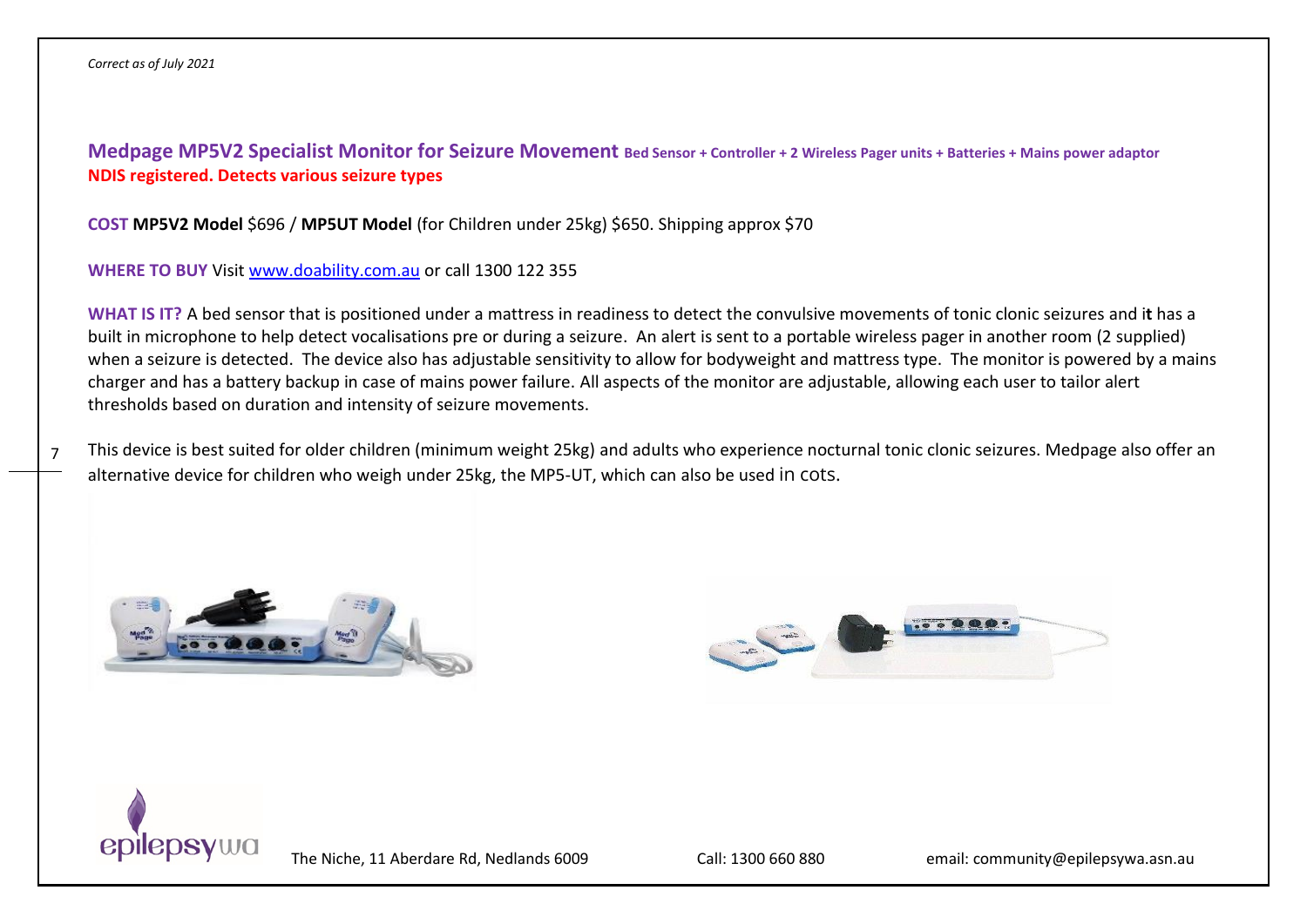*Correct as of July 2021*

## Medpage MP5V2 Specialist Monitor for Seizure Movement **Bed Sensor + Controller + 2 Wireless Pager units + Batteries + Mains power adaptor**

**NDIS registered. Detects various seizure types**

**COST** **MP5V2 Model** $696 / **MP5UT Model** (for Children under 25kg) $650. Shipping approx $70

**WHERE TO BUY** Visit www.doability.com.au or call 1300 122 355

**WHAT IS IT?** A bed sensor that is positioned under a mattress in readiness to detect the convulsive movements of tonic clonic seizures and it has a built in microphone to help detect vocalisations pre or during a seizure. An alert is sent to a portable wireless pager in another room (2 supplied) when a seizure is detected. The device also has adjustable sensitivity to allow for bodyweight and mattress type. The monitor is powered by a mains charger and has a battery backup in case of mains power failure. All aspects of the monitor are adjustable, allowing each user to tailor alert thresholds based on duration and intensity of seizure movements.

This device is best suited for older children (minimum weight 25kg) and adults who experience nocturnal tonic clonic seizures. Medpage also offer an alternative device for children who weigh under 25kg, the MP5-UT, which can also be used in cots.

The Niche, 11 Aberdare Rd, Nedlands 6009 Call: 1300 660 880 email: community@epilepsywa.asn.au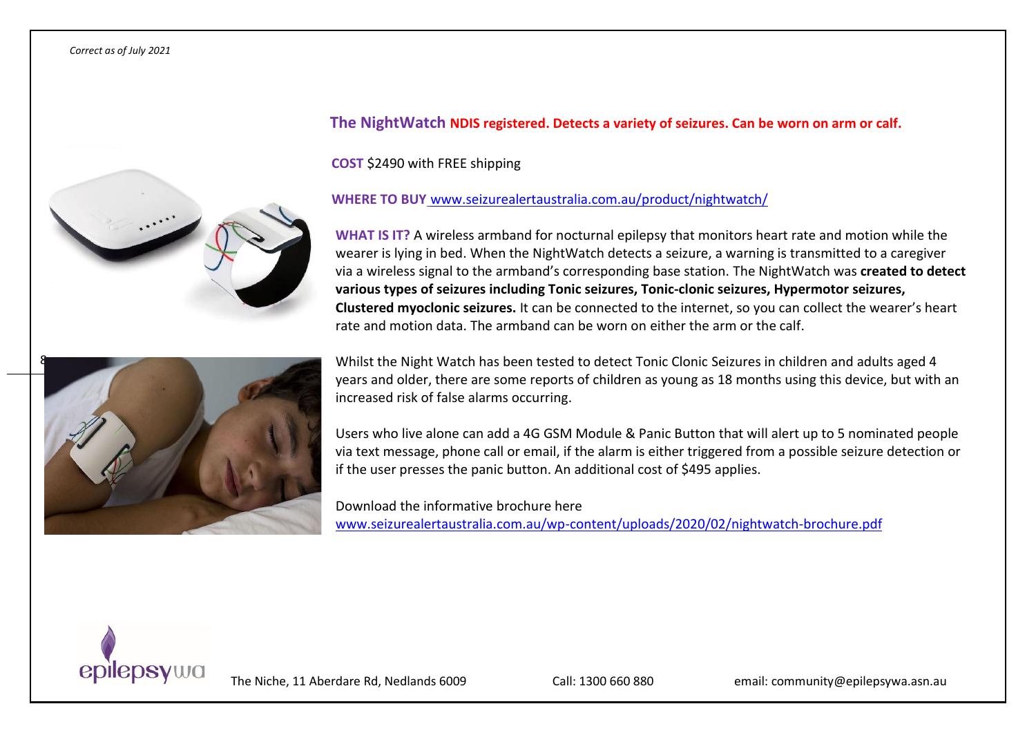*Correct as of July 2021*

## The NightWatch **NDIS registered. Detects a variety of seizures. Can be worn on arm or calf.**

**COST** $2490 with FREE shipping

**WHERE TO BUY** www.seizurealertaustralia.com.au/product/nightwatch/

**WHAT IS IT?** A wireless armband for nocturnal epilepsy that monitors heart rate and motion while the wearer is lying in bed. When the NightWatch detects a seizure, a warning is transmitted to a caregiver via a wireless signal to the armband's corresponding base station. The NightWatch was **created to detect various types of seizures including Tonic seizures, Tonic-clonic seizures, Hypermotor seizures, Clustered myoclonic seizures.** It can be connected to the internet, so you can collect the wearer's heart rate and motion data. The armband can be worn on either the arm or the calf.

Whilst the Night Watch has been tested to detect Tonic Clonic Seizures in children and adults aged 4 years and older, there are some reports of children as young as 18 months using this device, but with an increased risk of false alarms occurring.

Users who live alone can add a 4G GSM Module & Panic Button that will alert up to 5 nominated people via text message, phone call or email, if the alarm is either triggered from a possible seizure detection or if the user presses the panic button. An additional cost of $495 applies.

Download the informative brochure here
www.seizurealertaustralia.com.au/wp-content/uploads/2020/02/nightwatch-brochure.pdf

The Niche, 11 Aberdare Rd, Nedlands 6009 Call: 1300 660 880 email: community@epilepsywa.asn.au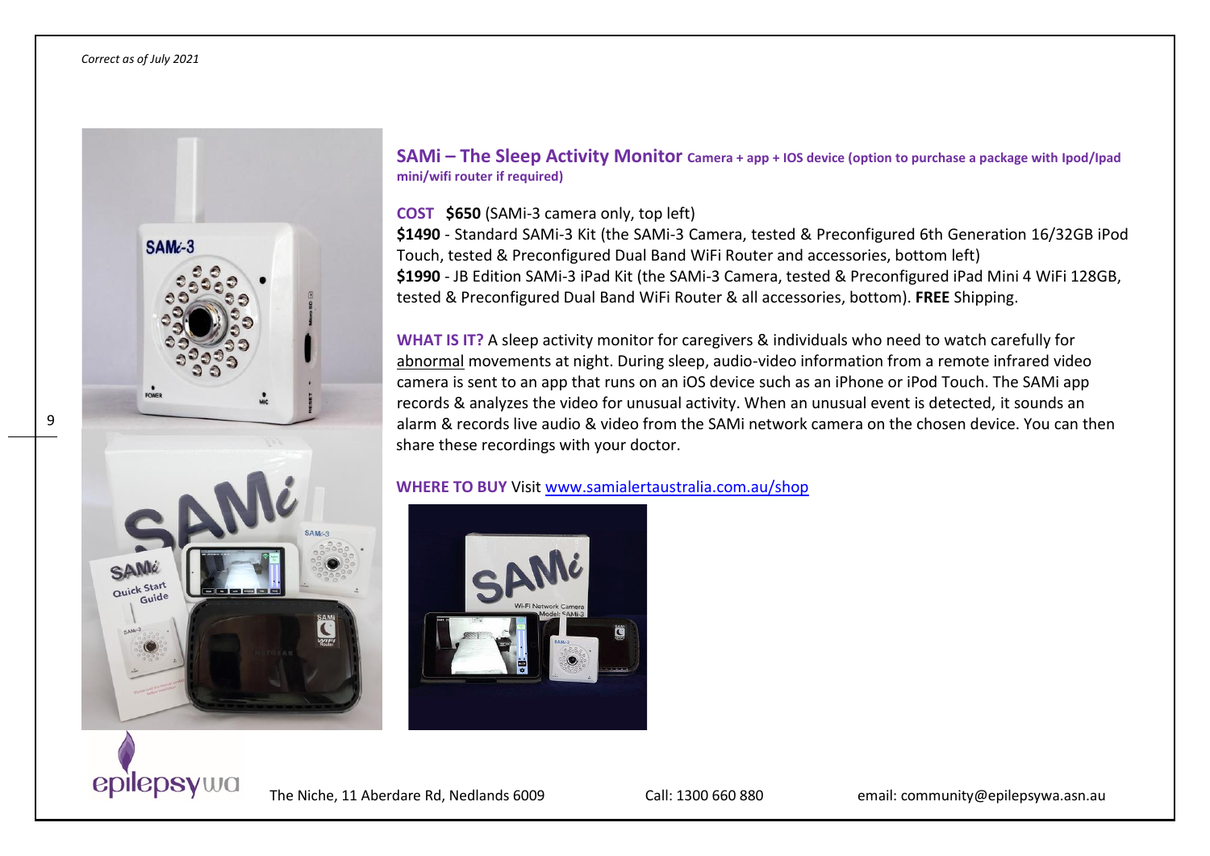*Correct as of July 2021*

## SAMi – The Sleep Activity Monitor **Camera + app + IOS device (option to purchase a package with Ipod/Ipad mini/wifi router if required)**

**COST** **$650** (SAMi-3 camera only, top left)

**$1490** - Standard SAMi-3 Kit (the SAMi-3 Camera, tested & Preconfigured 6th Generation 16/32GB iPod Touch, tested & Preconfigured Dual Band WiFi Router and accessories, bottom left)

**$1990** - JB Edition SAMi-3 iPad Kit (the SAMi-3 Camera, tested & Preconfigured iPad Mini 4 WiFi 128GB, tested & Preconfigured Dual Band WiFi Router & all accessories, bottom). **FREE** Shipping.

**WHAT IS IT?** A sleep activity monitor for caregivers & individuals who need to watch carefully for abnormal movements at night. During sleep, audio-video information from a remote infrared video camera is sent to an app that runs on an iOS device such as an iPhone or iPod Touch. The SAMi app records & analyzes the video for unusual activity. When an unusual event is detected, it sounds an alarm & records live audio & video from the SAMi network camera on the chosen device. You can then share these recordings with your doctor.

**WHERE TO BUY** Visit [www.samialertaustralia.com.au/shop](www.samialertaustralia.com.au/shop)

The Niche, 11 Aberdare Rd, Nedlands 6009 Call: 1300 660 880 email: community@epilepsywa.asn.au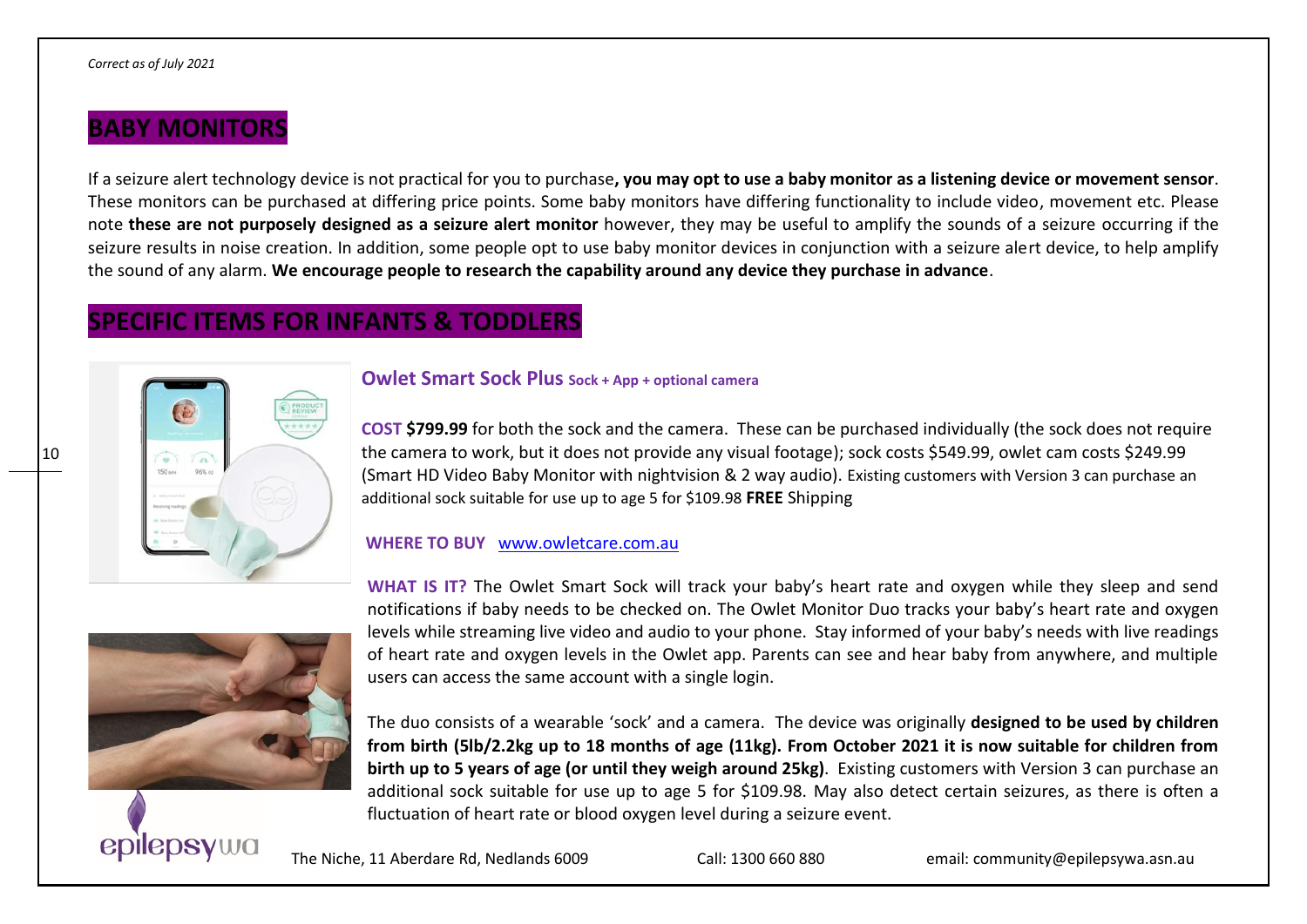*Correct as of July 2021*

# BABY MONITORS

If a seizure alert technology device is not practical for you to purchase**, you may opt to use a baby monitor as a listening device or movement sensor**. These monitors can be purchased at differing price points. Some baby monitors have differing functionality to include video, movement etc. Please note **these are not purposely designed as a seizure alert monitor** however, they may be useful to amplify the sounds of a seizure occurring if the seizure results in noise creation. In addition, some people opt to use baby monitor devices in conjunction with a seizure alert device, to help amplify the sound of any alarm. **We encourage people to research the capability around any device they purchase in advance**.

# SPECIFIC ITEMS FOR INFANTS & TODDLERS

## Owlet Smart Sock Plus Sock + App + optional camera

**COST $799.99** for both the sock and the camera. These can be purchased individually (the sock does not require the camera to work, but it does not provide any visual footage); sock costs $549.99, owlet cam costs $249.99 (Smart HD Video Baby Monitor with nightvision & 2 way audio). Existing customers with Version 3 can purchase an additional sock suitable for use up to age 5 for $109.98 **FREE** Shipping

**WHERE TO BUY** [www.owletcare.com.au](http://www.owletcare.com.au)

**WHAT IS IT?** The Owlet Smart Sock will track your baby's heart rate and oxygen while they sleep and send notifications if baby needs to be checked on. The Owlet Monitor Duo tracks your baby's heart rate and oxygen levels while streaming live video and audio to your phone. Stay informed of your baby's needs with live readings of heart rate and oxygen levels in the Owlet app. Parents can see and hear baby from anywhere, and multiple users can access the same account with a single login.

The duo consists of a wearable 'sock' and a camera. The device was originally **designed to be used by children from birth (5lb/2.2kg up to 18 months of age (11kg). From October 2021 it is now suitable for children from birth up to 5 years of age (or until they weigh around 25kg)**. Existing customers with Version 3 can purchase an additional sock suitable for use up to age 5 for $109.98. May also detect certain seizures, as there is often a fluctuation of heart rate or blood oxygen level during a seizure event.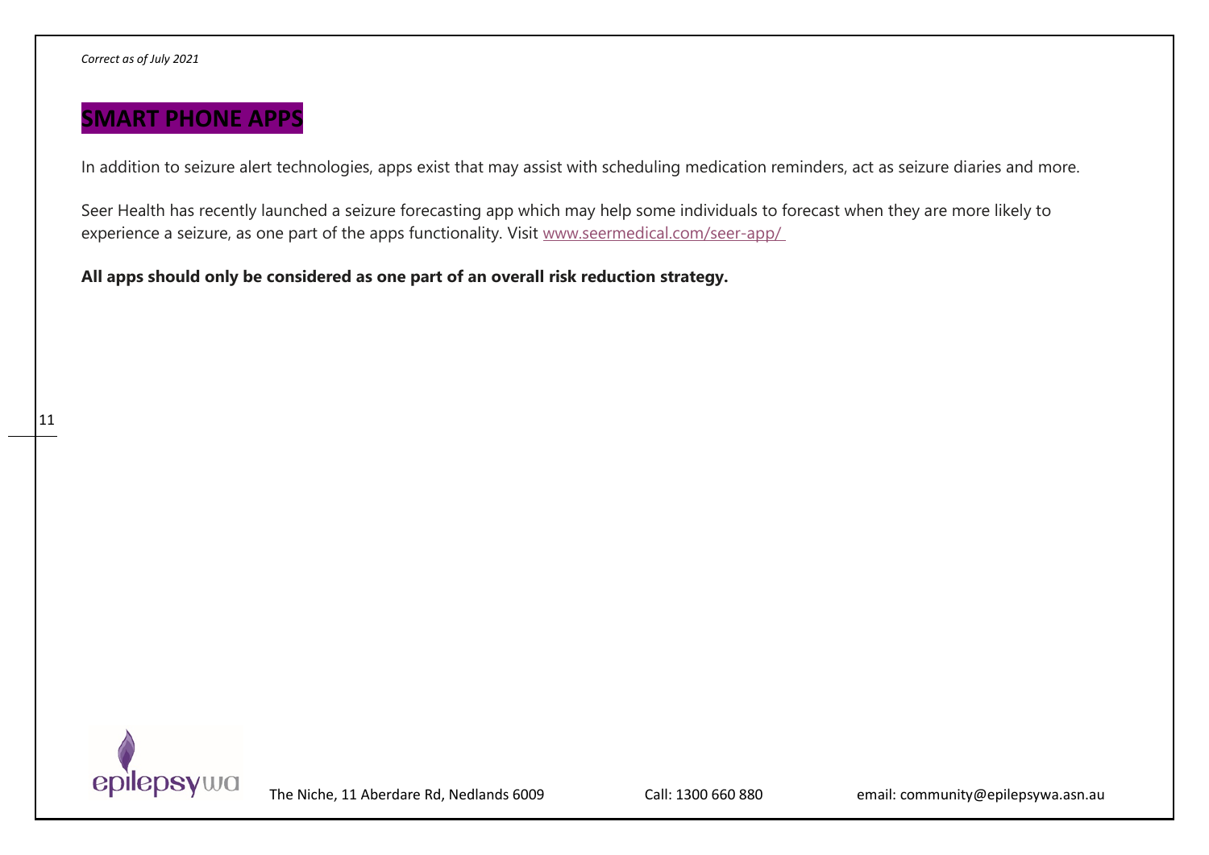*Correct as of July 2021*

# SMART PHONE APPS

In addition to seizure alert technologies, apps exist that may assist with scheduling medication reminders, act as seizure diaries and more.

Seer Health has recently launched a seizure forecasting app which may help some individuals to forecast when they are more likely to experience a seizure, as one part of the apps functionality. Visit www.seermedical.com/seer-app/

**All apps should only be considered as one part of an overall risk reduction strategy.**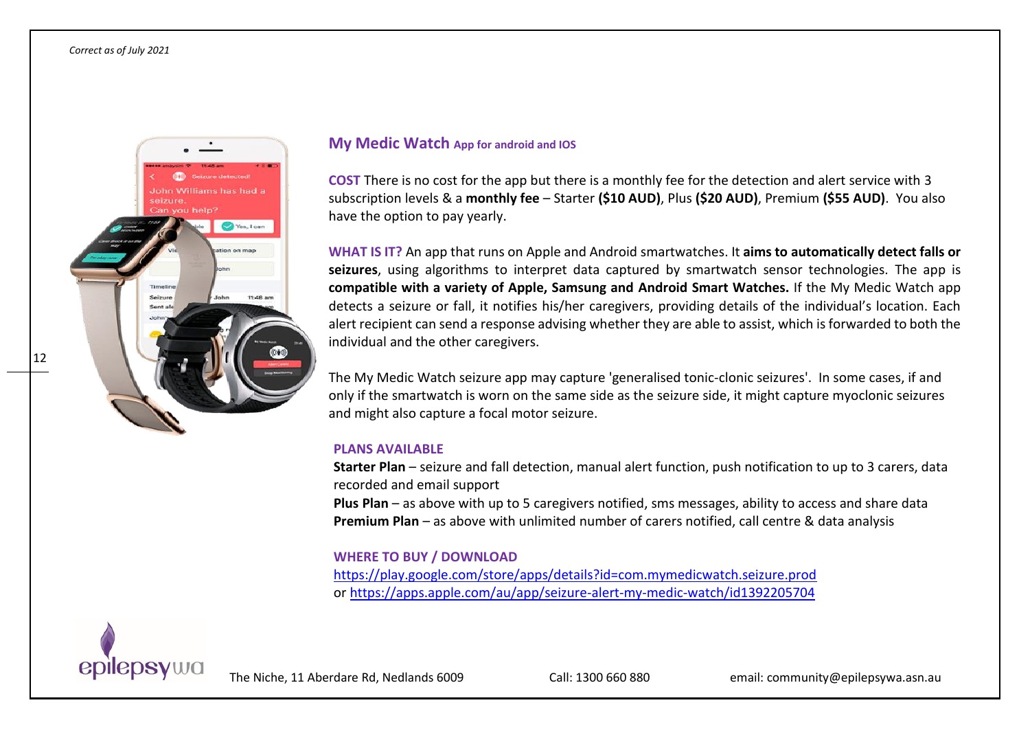*Correct as of July 2021*

## My Medic Watch App for android and IOS

**COST** There is no cost for the app but there is a monthly fee for the detection and alert service with 3 subscription levels & a **monthly fee** – Starter **($10 AUD)**, Plus **($20 AUD)**, Premium **($55 AUD)**. You also have the option to pay yearly.

**WHAT IS IT?** An app that runs on Apple and Android smartwatches. It **aims to automatically detect falls or seizures**, using algorithms to interpret data captured by smartwatch sensor technologies. The app is **compatible with a variety of Apple, Samsung and Android Smart Watches.** If the My Medic Watch app detects a seizure or fall, it notifies his/her caregivers, providing details of the individual's location. Each alert recipient can send a response advising whether they are able to assist, which is forwarded to both the individual and the other caregivers.

The My Medic Watch seizure app may capture 'generalised tonic-clonic seizures'. In some cases, if and only if the smartwatch is worn on the same side as the seizure side, it might capture myoclonic seizures and might also capture a focal motor seizure.

**PLANS AVAILABLE**

**Starter Plan** – seizure and fall detection, manual alert function, push notification to up to 3 carers, data recorded and email support
**Plus Plan** – as above with up to 5 caregivers notified, sms messages, ability to access and share data
**Premium Plan** – as above with unlimited number of carers notified, call centre & data analysis

**WHERE TO BUY / DOWNLOAD**

https://play.google.com/store/apps/details?id=com.mymedicwatch.seizure.prod
or https://apps.apple.com/au/app/seizure-alert-my-medic-watch/id1392205704

The Niche, 11 Aberdare Rd, Nedlands 6009 Call: 1300 660 880 email: community@epilepsywa.asn.au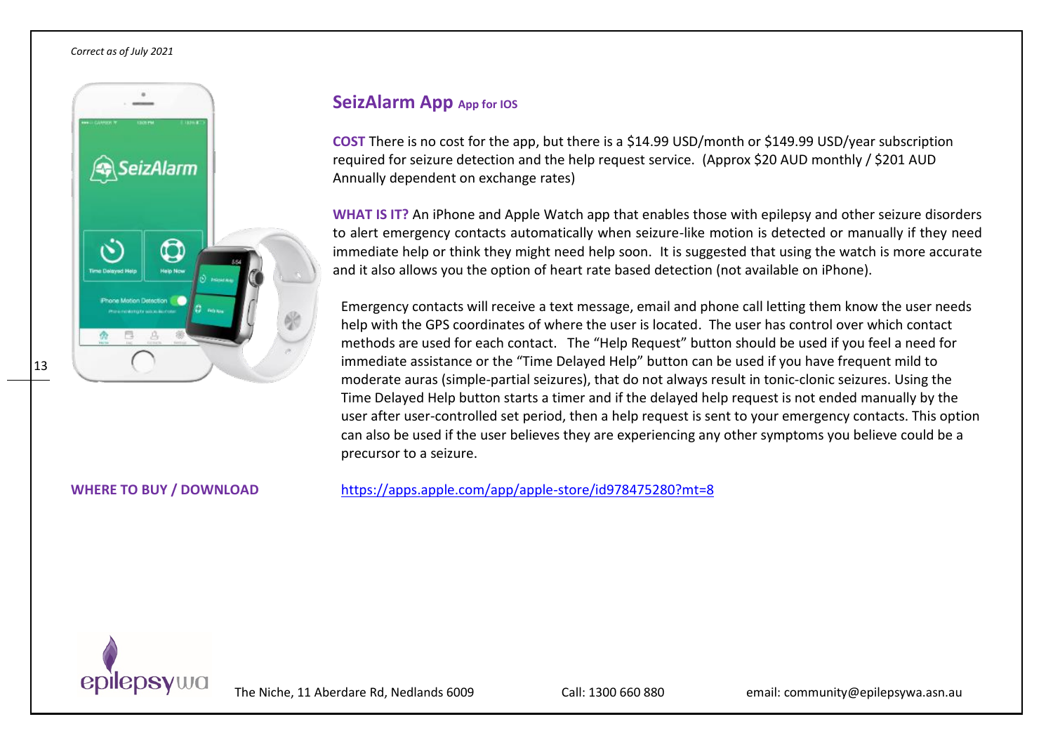*Correct as of July 2021*

## SeizAlarm App App for IOS

**COST** There is no cost for the app, but there is a $14.99 USD/month or $149.99 USD/year subscription required for seizure detection and the help request service. (Approx $20 AUD monthly / $201 AUD Annually dependent on exchange rates)

**WHAT IS IT?** An iPhone and Apple Watch app that enables those with epilepsy and other seizure disorders to alert emergency contacts automatically when seizure-like motion is detected or manually if they need immediate help or think they might need help soon. It is suggested that using the watch is more accurate and it also allows you the option of heart rate based detection (not available on iPhone).

Emergency contacts will receive a text message, email and phone call letting them know the user needs help with the GPS coordinates of where the user is located. The user has control over which contact methods are used for each contact. The "Help Request" button should be used if you feel a need for immediate assistance or the "Time Delayed Help" button can be used if you have frequent mild to moderate auras (simple-partial seizures), that do not always result in tonic-clonic seizures. Using the Time Delayed Help button starts a timer and if the delayed help request is not ended manually by the user after user-controlled set period, then a help request is sent to your emergency contacts. This option can also be used if the user believes they are experiencing any other symptoms you believe could be a precursor to a seizure.

**WHERE TO BUY / DOWNLOAD** https://apps.apple.com/app/apple-store/id978475280?mt=8

The Niche, 11 Aberdare Rd, Nedlands 6009 Call: 1300 660 880 email: community@epilepsywa.asn.au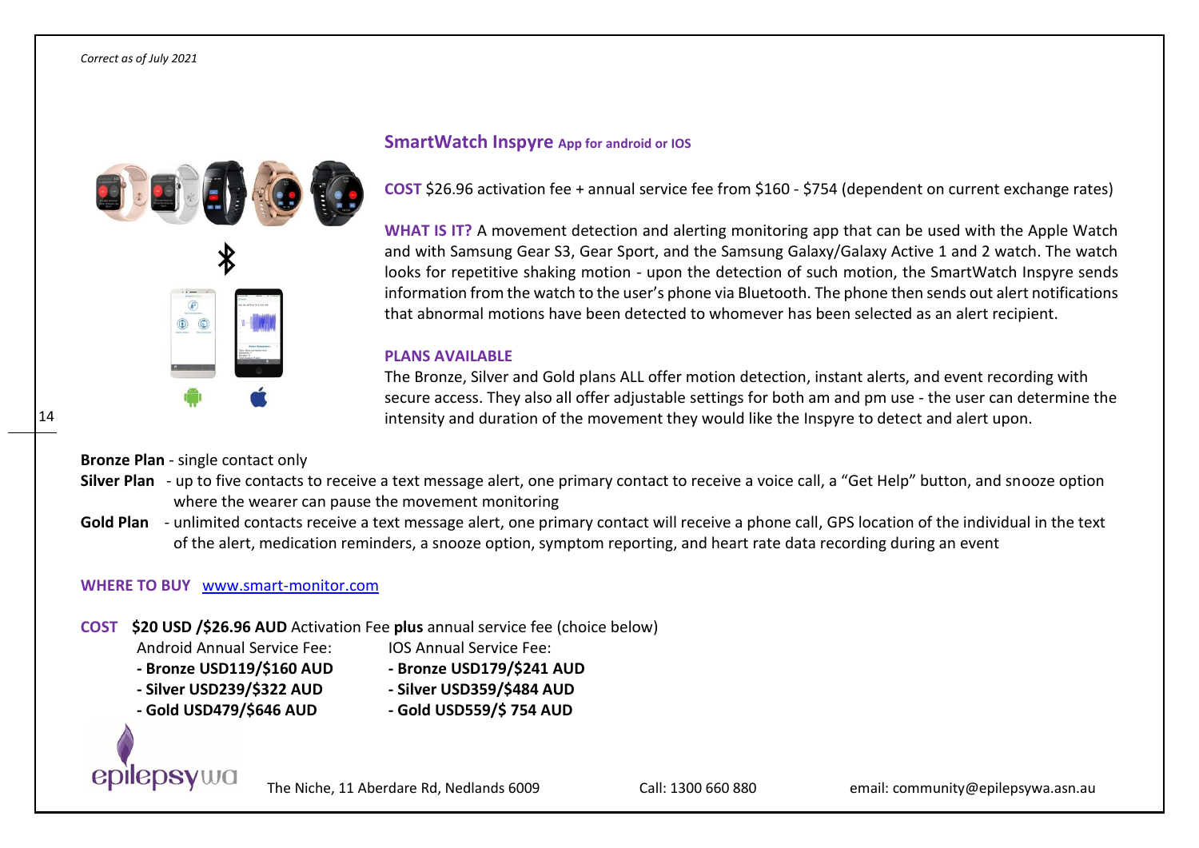*Correct as of July 2021*

## SmartWatch Inspyre App for android or IOS

**COST** $26.96 activation fee + annual service fee from $160 - $754 (dependent on current exchange rates)

**WHAT IS IT?** A movement detection and alerting monitoring app that can be used with the Apple Watch and with Samsung Gear S3, Gear Sport, and the Samsung Galaxy/Galaxy Active 1 and 2 watch. The watch looks for repetitive shaking motion - upon the detection of such motion, the SmartWatch Inspyre sends information from the watch to the user's phone via Bluetooth. The phone then sends out alert notifications that abnormal motions have been detected to whomever has been selected as an alert recipient.

**PLANS AVAILABLE**

The Bronze, Silver and Gold plans ALL offer motion detection, instant alerts, and event recording with secure access. They also all offer adjustable settings for both am and pm use - the user can determine the intensity and duration of the movement they would like the Inspyre to detect and alert upon.

**Bronze Plan** - single contact only

**Silver Plan** - up to five contacts to receive a text message alert, one primary contact to receive a voice call, a "Get Help" button, and snooze option where the wearer can pause the movement monitoring

**Gold Plan** - unlimited contacts receive a text message alert, one primary contact will receive a phone call, GPS location of the individual in the text of the alert, medication reminders, a snooze option, symptom reporting, and heart rate data recording during an event

**WHERE TO BUY** [www.smart-monitor.com](http://www.smart-monitor.com)

**COST** **$20 USD /$26.96 AUD** Activation Fee **plus** annual service fee (choice below)

| Android Annual Service Fee: | IOS Annual Service Fee: |
|---|---|
| **- Bronze USD119/$160 AUD** | **- Bronze USD179/$241 AUD** |
| **- Silver USD239/$322 AUD** | **- Silver USD359/$484 AUD** |
| **- Gold USD479/$646 AUD** | **- Gold USD559/$ 754 AUD** |

epilepsy wa — The Niche, 11 Aberdare Rd, Nedlands 6009 — Call: 1300 660 880 — email: community@epilepsywa.asn.au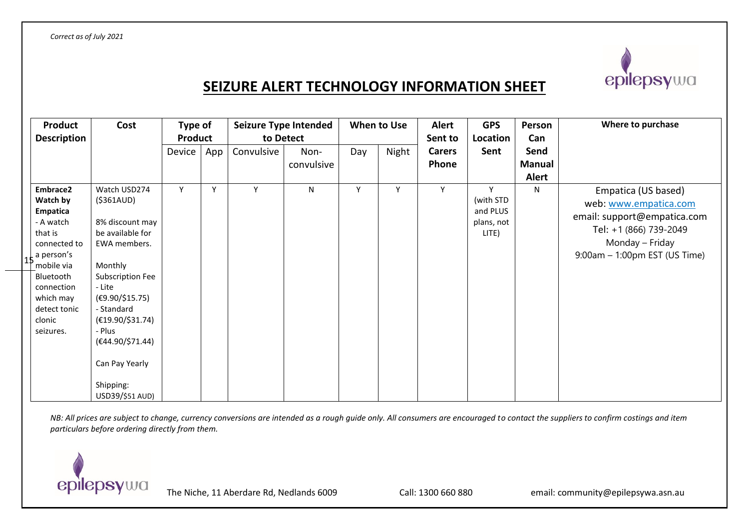*Correct as of July 2021*

# SEIZURE ALERT TECHNOLOGY INFORMATION SHEET

| Product Description | Cost | Type of Product | | Seizure Type Intended to Detect | | When to Use | | Alert Sent to Carers Phone | GPS Location Sent | Person Can Send Manual Alert | Where to purchase |
|---|---|---|---|---|---|---|---|---|---|---|---|
| | | Device | App | Convulsive | Non-convulsive | Day | Night | | | | |
| **Embrace2 Watch by Empatica** - A watch that is connected to a person's mobile via Bluetooth connection which may detect tonic clonic seizures. | Watch USD274 ($361AUD)<br><br>8% discount may be available for EWA members.<br><br>Monthly Subscription Fee<br>- Lite (€9.90/$15.75)<br>- Standard (€19.90/$31.74)<br>- Plus (€44.90/$71.44)<br><br>Can Pay Yearly<br><br>Shipping: USD39/$51 AUD) | Y | Y | Y | N | Y | Y | Y | Y (with STD and PLUS plans, not LITE) | N | Empatica (US based)<br>web: www.empatica.com<br>email: support@empatica.com<br>Tel: +1 (866) 739-2049<br>Monday – Friday<br>9:00am – 1:00pm EST (US Time) |

*NB: All prices are subject to change, currency conversions are intended as a rough guide only. All consumers are encouraged to contact the suppliers to confirm costings and item particulars before ordering directly from them.*

The Niche, 11 Aberdare Rd, Nedlands 6009 Call: 1300 660 880 email: community@epilepsywa.asn.au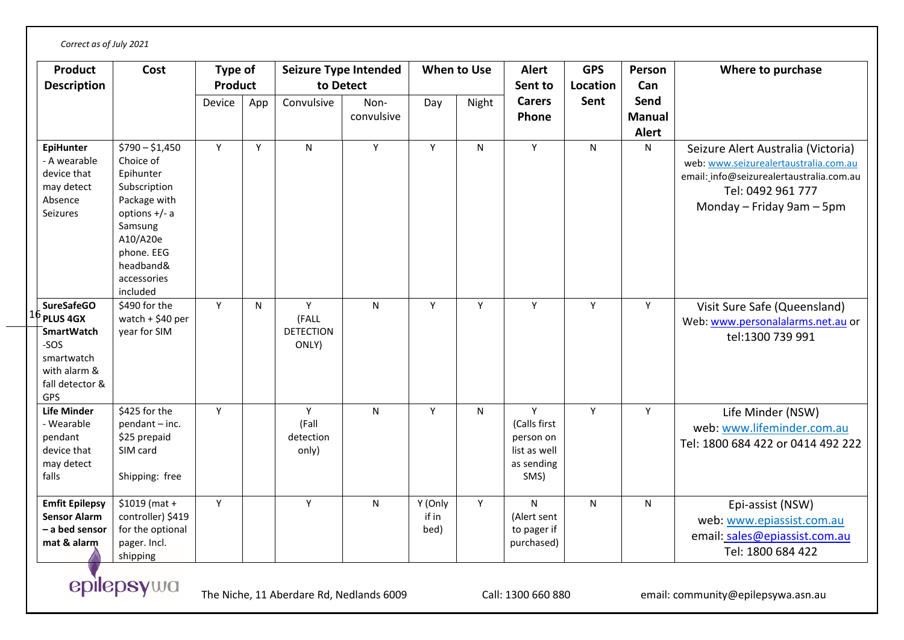*Correct as of July 2021*

| Product Description | Cost | Type of Product | | Seizure Type Intended to Detect | | When to Use | | Alert Sent to Carers Phone | GPS Location Sent | Person Can Send Manual Alert | Where to purchase |
|---|---|---|---|---|---|---|---|---|---|---|---|
| | | Device | App | Convulsive | Non-convulsive | Day | Night | | | | |
| **EpiHunter** - A wearable device that may detect Absence Seizures | $790 – $1,450 Choice of Epihunter Subscription Package with options +/- a Samsung A10/A20e phone. EEG headband& accessories included | Y | Y | N | Y | Y | N | Y | N | N | Seizure Alert Australia (Victoria) web: www.seizurealertaustralia.com.au email: info@seizurealertaustralia.com.au Tel: 0492 961 777 Monday – Friday 9am – 5pm |
| **SureSafeGO PLUS 4GX SmartWatch** -SOS smartwatch with alarm & fall detector & GPS | $490 for the watch + $40 per year for SIM | Y | N | Y (FALL DETECTION ONLY) | N | Y | Y | Y | Y | Y | Visit Sure Safe (Queensland) Web: www.personalalarms.net.au or tel:1300 739 991 |
| **Life Minder** - Wearable pendant device that may detect falls | $425 for the pendant – inc. $25 prepaid SIM card Shipping: free | Y | | Y (Fall detection only) | N | Y | N | Y (Calls first person on list as well as sending SMS) | Y | Y | Life Minder (NSW) web: www.lifeminder.com.au Tel: 1800 684 422 or 0414 492 222 |
| **Emfit Epilepsy Sensor Alarm – a bed sensor mat & alarm** | $1019 (mat + controller) $419 for the optional pager. Incl. shipping | Y | | Y | N | Y (Only if in bed) | Y | N (Alert sent to pager if purchased) | N | N | Epi-assist (NSW) web: www.epiassist.com.au email: sales@epiassist.com.au Tel: 1800 684 422 |

epilepsywa The Niche, 11 Aberdare Rd, Nedlands 6009 Call: 1300 660 880 email: community@epilepsywa.asn.au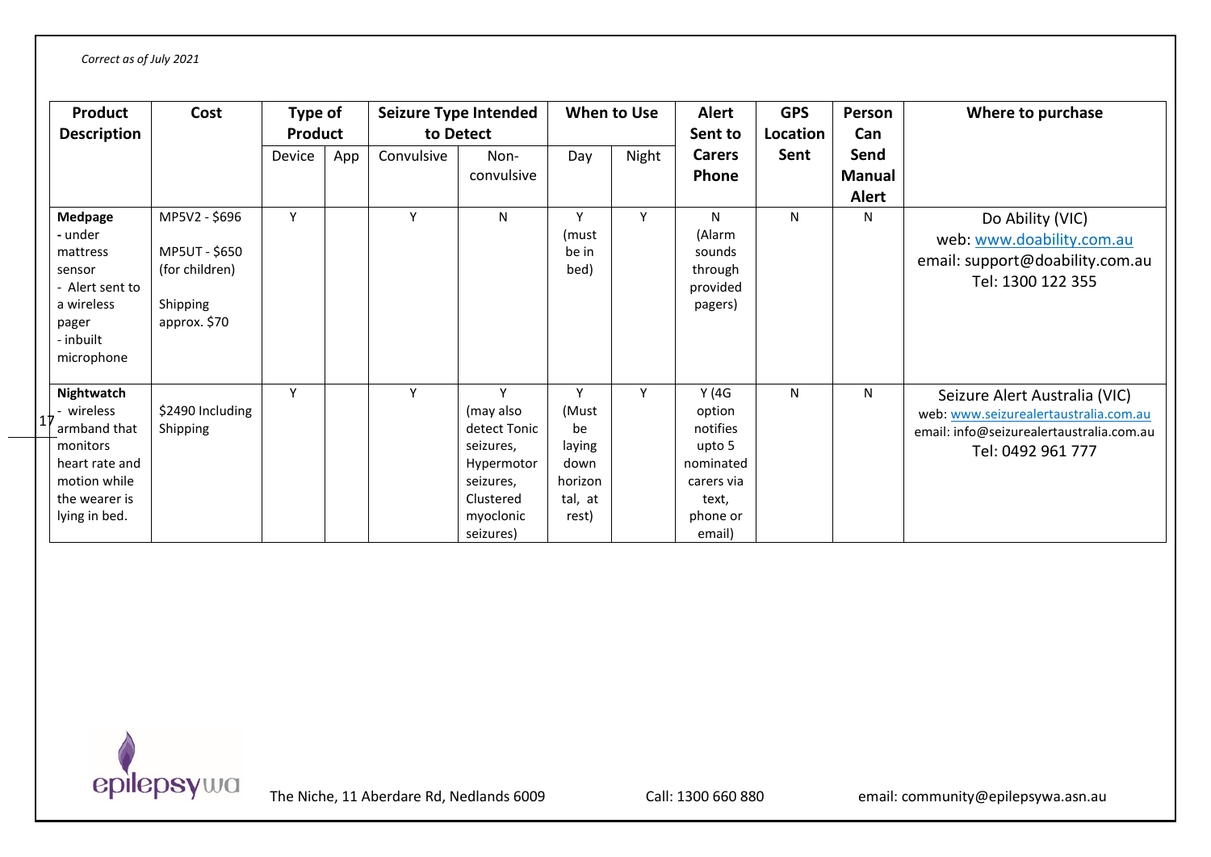*Correct as of July 2021*

| Product Description | Cost | Type of Product | | Seizure Type Intended to Detect | | When to Use | | Alert Sent to Carers Phone | GPS Location Sent | Person Can Send Manual Alert | Where to purchase |
|---|---|---|---|---|---|---|---|---|---|---|---|
| | | Device | App | Convulsive | Non-convulsive | Day | Night | | | | |
| **Medpage** - under mattress sensor - Alert sent to a wireless pager - inbuilt microphone | MP5V2 - $696 MP5UT - $650 (for children) Shipping approx. $70 | Y | | Y | N | Y (must be in bed) | Y | N (Alarm sounds through provided pagers) | N | N | Do Ability (VIC) web: www.doability.com.au email: support@doability.com.au Tel: 1300 122 355 |
| **Nightwatch** - wireless armband that monitors heart rate and motion while the wearer is lying in bed. | $2490 Including Shipping | Y | | Y | Y (may also detect Tonic seizures, Hypermotor seizures, Clustered myoclonic seizures) | Y (Must be laying down horizontal, at rest) | Y | Y (4G option notifies upto 5 nominated carers via text, phone or email) | N | N | Seizure Alert Australia (VIC) web: www.seizurealertaustralia.com.au email: info@seizurealertaustralia.com.au Tel: 0492 961 777 |

epilepsywa The Niche, 11 Aberdare Rd, Nedlands 6009 Call: 1300 660 880 email: community@epilepsywa.asn.au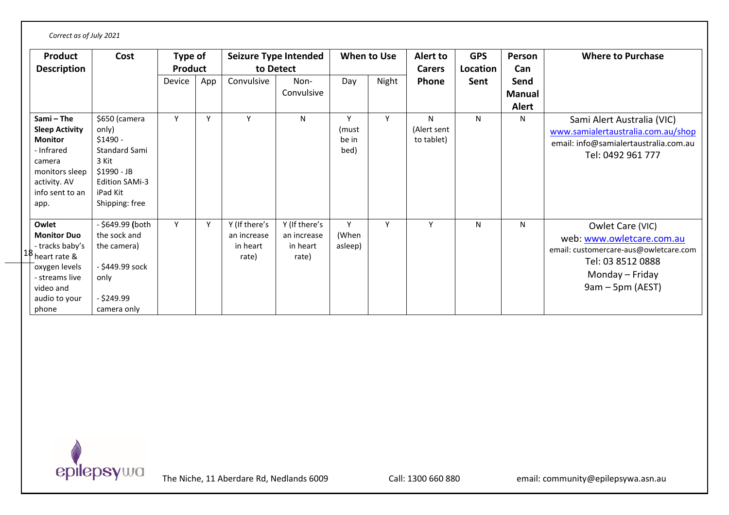*Correct as of July 2021*

| Product Description | Cost | Type of Product | | Seizure Type Intended to Detect | | When to Use | | Alert to Carers Phone | GPS Location Sent | Person Can Send Manual Alert | Where to Purchase |
|---|---|---|---|---|---|---|---|---|---|---|---|
| | | Device | App | Convulsive | Non-Convulsive | Day | Night | | | | |
| **Sami – The Sleep Activity Monitor** - Infrared camera monitors sleep activity. AV info sent to an app. | $650 (camera only) $1490 - Standard Sami 3 Kit $1990 - JB Edition SAMi-3 iPad Kit Shipping: free | Y | Y | Y | N | Y (must be in bed) | Y | N (Alert sent to tablet) | N | N | Sami Alert Australia (VIC) www.samialertaustralia.com.au/shop email: info@samialertaustralia.com.au Tel: 0492 961 777 |
| **Owlet Monitor Duo** - tracks baby's heart rate & oxygen levels - streams live video and audio to your phone | - $649.99 (both the sock and the camera) - $449.99 sock only - $249.99 camera only | Y | Y | Y (If there's an increase in heart rate) | Y (If there's an increase in heart rate) | Y (When asleep) | Y | Y | N | N | Owlet Care (VIC) web: www.owletcare.com.au email: customercare-aus@owletcare.com Tel: 03 8512 0888 Monday – Friday 9am – 5pm (AEST) |

epilepsywa — The Niche, 11 Aberdare Rd, Nedlands 6009 — Call: 1300 660 880 — email: community@epilepsywa.asn.au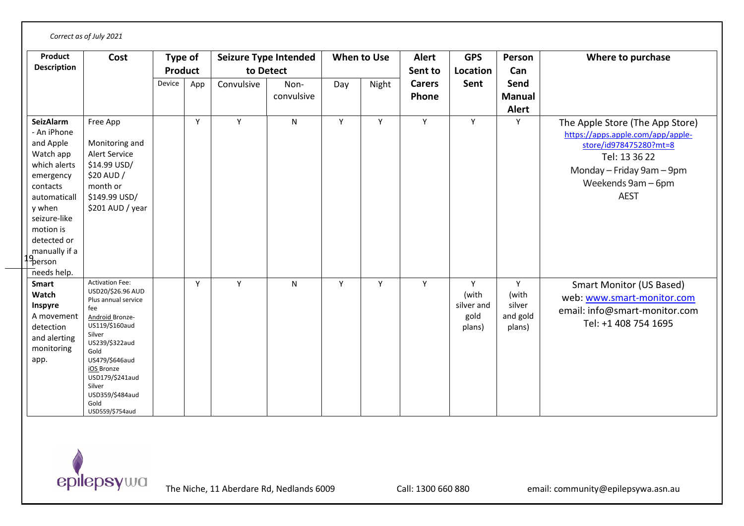*Correct as of July 2021*

| Product Description | Cost | Type of Product | | Seizure Type Intended to Detect | | When to Use | | Alert Sent to Carers Phone | GPS Location Sent | Person Can Send Manual Alert | Where to purchase |
|---|---|---|---|---|---|---|---|---|---|---|---|
| | | Device | App | Convulsive | Non-convulsive | Day | Night | | | | |
| **SeizAlarm** - An iPhone and Apple Watch app which alerts emergency contacts automatically when seizure-like motion is detected or manually if a person needs help. | Free App<br><br>Monitoring and Alert Service $14.99 USD/ $20 AUD / month or $149.99 USD/ $201 AUD / year | | Y | Y | N | Y | Y | Y | Y | Y | The Apple Store (The App Store)<br>https://apps.apple.com/app/apple-store/id978475280?mt=8<br>Tel: 13 36 22<br>Monday – Friday 9am – 9pm<br>Weekends 9am – 6pm<br>AEST |
| **Smart Watch Inspyre** A movement detection and alerting monitoring app. | Activation Fee: USD20/$26.96 AUD Plus annual service fee<br>Android Bronze- US119/$160aud<br>Silver US239/$322aud<br>Gold US479/$646aud<br>iOS Bronze USD179/$241aud<br>Silver USD359/$484aud<br>Gold USD559/$754aud | | Y | Y | N | Y | Y | Y | Y (with silver and gold plans) | Y (with silver and gold plans) | Smart Monitor (US Based)<br>web: www.smart-monitor.com<br>email: info@smart-monitor.com<br>Tel: +1 408 754 1695 |

epilepsywa The Niche, 11 Aberdare Rd, Nedlands 6009 Call: 1300 660 880 email: community@epilepsywa.asn.au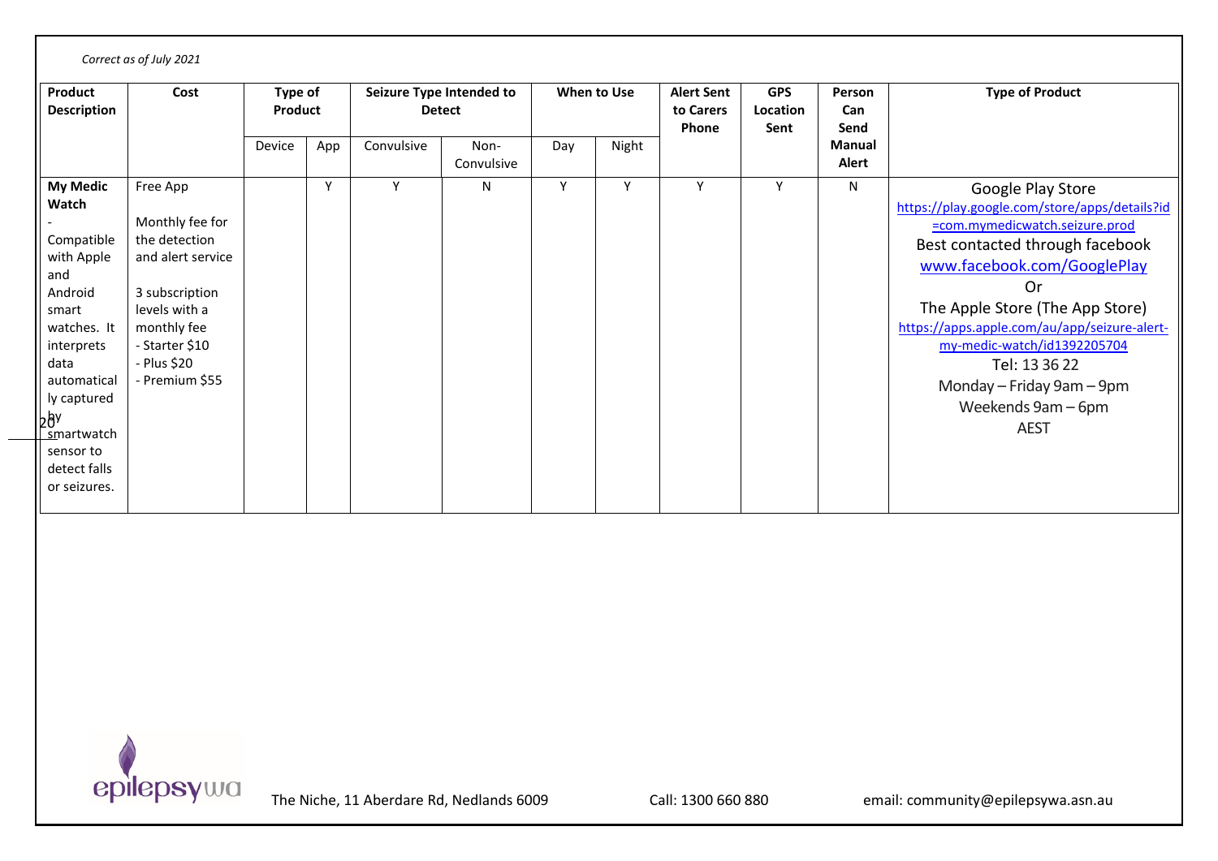*Correct as of July 2021*

| Product Description | Cost | Type of Product | | Seizure Type Intended to Detect | | When to Use | | Alert Sent to Carers Phone | GPS Location Sent | Person Can Send Manual Alert | Type of Product |
|---|---|---|---|---|---|---|---|---|---|---|---|
| | | Device | App | Convulsive | Non-Convulsive | Day | Night | | | | |
| **My Medic Watch** - Compatible with Apple and Android smart watches. It interprets data automatically captured by smartwatch sensor to detect falls or seizures. | Free App<br><br>Monthly fee for the detection and alert service<br><br>3 subscription levels with a monthly fee<br>- Starter $10<br>- Plus $20<br>- Premium $55 | | Y | Y | N | Y | Y | Y | Y | N | Google Play Store<br>https://play.google.com/store/apps/details?id=com.mymedicwatch.seizure.prod<br>Best contacted through facebook<br>www.facebook.com/GooglePlay<br>Or<br>The Apple Store (The App Store)<br>https://apps.apple.com/au/app/seizure-alert-my-medic-watch/id1392205704<br>Tel: 13 36 22<br>Monday – Friday 9am – 9pm<br>Weekends 9am – 6pm<br>AEST |

epilepsywa The Niche, 11 Aberdare Rd, Nedlands 6009 Call: 1300 660 880 email: community@epilepsywa.asn.au